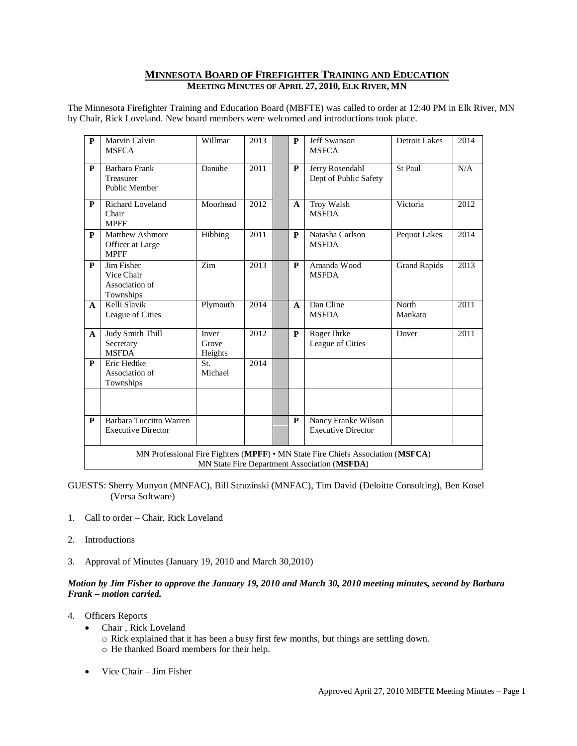# MINNESOTA BOARD OF FIREFIGHTER TRAINING AND EDUCATION

## MEETING MINUTES OF APRIL 27, 2010, ELK RIVER, MN

The Minnesota Firefighter Training and Education Board (MBFTE) was called to order at 12:40 PM in Elk River, MN by Chair, Rick Loveland. New board members were welcomed and introductions took place.

| | | | | | | | | |
|---|---|---|---|---|---|---|---|---|
| **P** | Marvin Calvin<br>MSFCA | Willmar | 2013 | | **P** | Jeff Swanson<br>MSFCA | Detroit Lakes | 2014 |
| **P** | Barbara Frank<br>Treasurer<br>Public Member | Danube | 2011 | | **P** | Jerry Rosendahl<br>Dept of Public Safety | St Paul | N/A |
| **P** | Richard Loveland<br>Chair<br>MPFF | Moorhead | 2012 | | **A** | Troy Walsh<br>MSFDA | Victoria | 2012 |
| **P** | Matthew Ashmore<br>Officer at Large<br>MPFF | Hibbing | 2011 | | **P** | Natasha Carlson<br>MSFDA | Pequot Lakes | 2014 |
| **P** | Jim Fisher<br>Vice Chair<br>Association of Townships | Zim | 2013 | | **P** | Amanda Wood<br>MSFDA | Grand Rapids | 2013 |
| **A** | Kelli Slavik<br>League of Cities | Plymouth | 2014 | | **A** | Dan Cline<br>MSFDA | North Mankato | 2011 |
| **A** | Judy Smith Thill<br>Secretary<br>MSFDA | Inver Grove Heights | 2012 | | **P** | Roger Ihrke<br>League of Cities | Dover | 2011 |
| **P** | Eric Hedtke<br>Association of Townships | St. Michael | 2014 | | | | | |
| | | | | | | | | |
| **P** | Barbara Tuccitto Warren<br>Executive Director | | | | **P** | Nancy Franke Wilson<br>Executive Director | | |

MN Professional Fire Fighters (**MPFF**) • MN State Fire Chiefs Association (**MSFCA**)
MN State Fire Department Association (**MSFDA**)

GUESTS: Sherry Munyon (MNFAC), Bill Struzinski (MNFAC), Tim David (Deloitte Consulting), Ben Kosel (Versa Software)

1. Call to order – Chair, Rick Loveland
2. Introductions
3. Approval of Minutes (January 19, 2010 and March 30,2010)

***Motion by Jim Fisher to approve the January 19, 2010 and March 30, 2010 meeting minutes, second by Barbara Frank – motion carried.***

4. Officers Reports
   - Chair , Rick Loveland
     - Rick explained that it has been a busy first few months, but things are settling down.
     - He thanked Board members for their help.
   - Vice Chair – Jim Fisher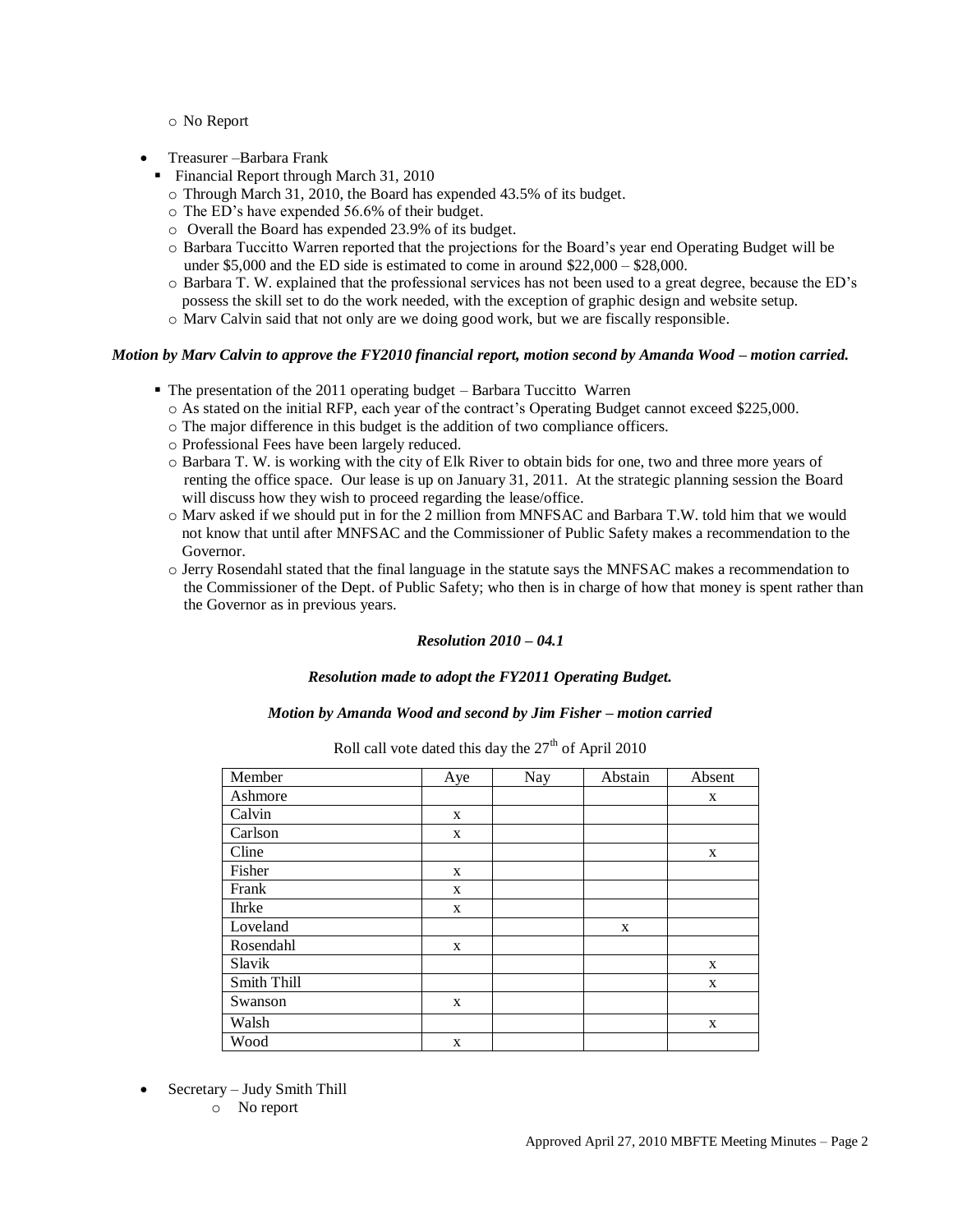- No Report

- Treasurer –Barbara Frank
  - Financial Report through March 31, 2010
    - Through March 31, 2010, the Board has expended 43.5% of its budget.
    - The ED's have expended 56.6% of their budget.
    - Overall the Board has expended 23.9% of its budget.
    - Barbara Tuccitto Warren reported that the projections for the Board's year end Operating Budget will be under \$5,000 and the ED side is estimated to come in around \$22,000 – \$28,000.
    - Barbara T. W. explained that the professional services has not been used to a great degree, because the ED's possess the skill set to do the work needed, with the exception of graphic design and website setup.
    - Marv Calvin said that not only are we doing good work, but we are fiscally responsible.

***Motion by Marv Calvin to approve the FY2010 financial report, motion second by Amanda Wood – motion carried.***

- The presentation of the 2011 operating budget – Barbara Tuccitto Warren
  - As stated on the initial RFP, each year of the contract's Operating Budget cannot exceed \$225,000.
  - The major difference in this budget is the addition of two compliance officers.
  - Professional Fees have been largely reduced.
  - Barbara T. W. is working with the city of Elk River to obtain bids for one, two and three more years of renting the office space. Our lease is up on January 31, 2011. At the strategic planning session the Board will discuss how they wish to proceed regarding the lease/office.
  - Marv asked if we should put in for the 2 million from MNFSAC and Barbara T.W. told him that we would not know that until after MNFSAC and the Commissioner of Public Safety makes a recommendation to the Governor.
  - Jerry Rosendahl stated that the final language in the statute says the MNFSAC makes a recommendation to the Commissioner of the Dept. of Public Safety; who then is in charge of how that money is spent rather than the Governor as in previous years.

***Resolution 2010 – 04.1***

***Resolution made to adopt the FY2011 Operating Budget.***

***Motion by Amanda Wood and second by Jim Fisher – motion carried***

Roll call vote dated this day the 27th of April 2010

| Member | Aye | Nay | Abstain | Absent |
|---|---|---|---|---|
| Ashmore | | | | x |
| Calvin | x | | | |
| Carlson | x | | | |
| Cline | | | | x |
| Fisher | x | | | |
| Frank | x | | | |
| Ihrke | x | | | |
| Loveland | | | x | |
| Rosendahl | x | | | |
| Slavik | | | | x |
| Smith Thill | | | | x |
| Swanson | x | | | |
| Walsh | | | | x |
| Wood | x | | | |

- Secretary – Judy Smith Thill
  - No report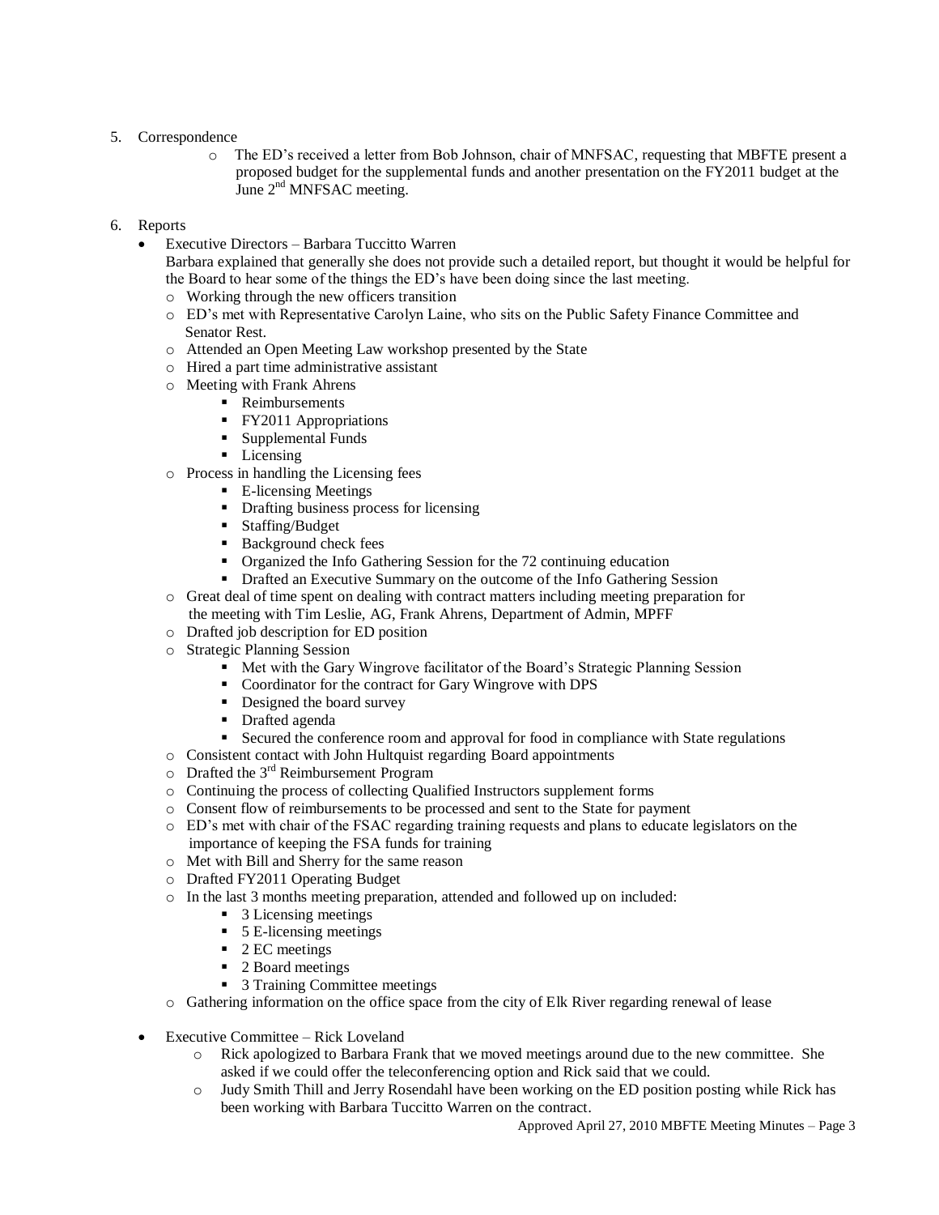5. Correspondence
    - The ED's received a letter from Bob Johnson, chair of MNFSAC, requesting that MBFTE present a proposed budget for the supplemental funds and another presentation on the FY2011 budget at the June 2nd MNFSAC meeting.

6. Reports
    - Executive Directors – Barbara Tuccitto Warren
      Barbara explained that generally she does not provide such a detailed report, but thought it would be helpful for the Board to hear some of the things the ED's have been doing since the last meeting.
        - Working through the new officers transition
        - ED's met with Representative Carolyn Laine, who sits on the Public Safety Finance Committee and Senator Rest.
        - Attended an Open Meeting Law workshop presented by the State
        - Hired a part time administrative assistant
        - Meeting with Frank Ahrens
            - Reimbursements
            - FY2011 Appropriations
            - Supplemental Funds
            - Licensing
        - Process in handling the Licensing fees
            - E-licensing Meetings
            - Drafting business process for licensing
            - Staffing/Budget
            - Background check fees
            - Organized the Info Gathering Session for the 72 continuing education
            - Drafted an Executive Summary on the outcome of the Info Gathering Session
        - Great deal of time spent on dealing with contract matters including meeting preparation for the meeting with Tim Leslie, AG, Frank Ahrens, Department of Admin, MPFF
        - Drafted job description for ED position
        - Strategic Planning Session
            - Met with the Gary Wingrove facilitator of the Board's Strategic Planning Session
            - Coordinator for the contract for Gary Wingrove with DPS
            - Designed the board survey
            - Drafted agenda
            - Secured the conference room and approval for food in compliance with State regulations
        - Consistent contact with John Hultquist regarding Board appointments
        - Drafted the 3rd Reimbursement Program
        - Continuing the process of collecting Qualified Instructors supplement forms
        - Consent flow of reimbursements to be processed and sent to the State for payment
        - ED's met with chair of the FSAC regarding training requests and plans to educate legislators on the importance of keeping the FSA funds for training
        - Met with Bill and Sherry for the same reason
        - Drafted FY2011 Operating Budget
        - In the last 3 months meeting preparation, attended and followed up on included:
            - 3 Licensing meetings
            - 5 E-licensing meetings
            - 2 EC meetings
            - 2 Board meetings
            - 3 Training Committee meetings
        - Gathering information on the office space from the city of Elk River regarding renewal of lease

    - Executive Committee – Rick Loveland
        - Rick apologized to Barbara Frank that we moved meetings around due to the new committee. She asked if we could offer the teleconferencing option and Rick said that we could.
        - Judy Smith Thill and Jerry Rosendahl have been working on the ED position posting while Rick has been working with Barbara Tuccitto Warren on the contract.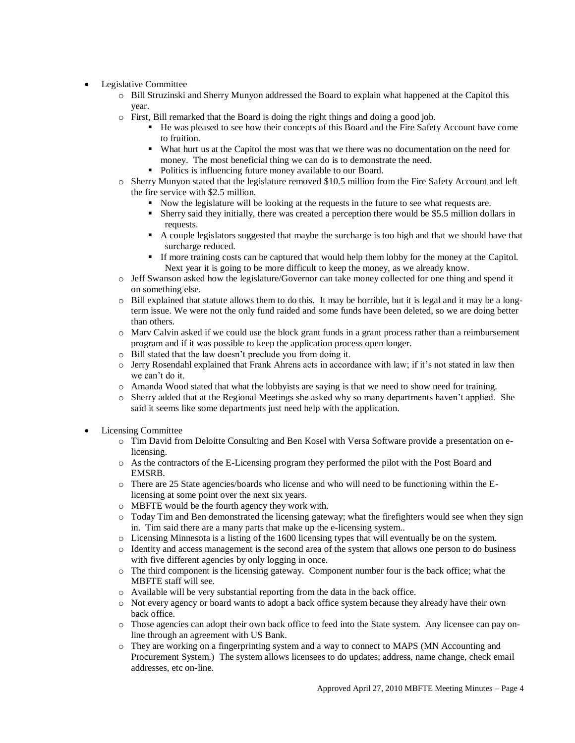- Legislative Committee
  - Bill Struzinski and Sherry Munyon addressed the Board to explain what happened at the Capitol this year.
  - First, Bill remarked that the Board is doing the right things and doing a good job.
    - He was pleased to see how their concepts of this Board and the Fire Safety Account have come to fruition.
    - What hurt us at the Capitol the most was that we there was no documentation on the need for money. The most beneficial thing we can do is to demonstrate the need.
    - Politics is influencing future money available to our Board.
  - Sherry Munyon stated that the legislature removed \$10.5 million from the Fire Safety Account and left the fire service with \$2.5 million.
    - Now the legislature will be looking at the requests in the future to see what requests are.
    - Sherry said they initially, there was created a perception there would be \$5.5 million dollars in requests.
    - A couple legislators suggested that maybe the surcharge is too high and that we should have that surcharge reduced.
    - If more training costs can be captured that would help them lobby for the money at the Capitol. Next year it is going to be more difficult to keep the money, as we already know.
  - Jeff Swanson asked how the legislature/Governor can take money collected for one thing and spend it on something else.
  - Bill explained that statute allows them to do this. It may be horrible, but it is legal and it may be a long-term issue. We were not the only fund raided and some funds have been deleted, so we are doing better than others.
  - Marv Calvin asked if we could use the block grant funds in a grant process rather than a reimbursement program and if it was possible to keep the application process open longer.
  - Bill stated that the law doesn't preclude you from doing it.
  - Jerry Rosendahl explained that Frank Ahrens acts in accordance with law; if it's not stated in law then we can't do it.
  - Amanda Wood stated that what the lobbyists are saying is that we need to show need for training.
  - Sherry added that at the Regional Meetings she asked why so many departments haven't applied. She said it seems like some departments just need help with the application.

- Licensing Committee
  - Tim David from Deloitte Consulting and Ben Kosel with Versa Software provide a presentation on e-licensing.
  - As the contractors of the E-Licensing program they performed the pilot with the Post Board and EMSRB.
  - There are 25 State agencies/boards who license and who will need to be functioning within the E-licensing at some point over the next six years.
  - MBFTE would be the fourth agency they work with.
  - Today Tim and Ben demonstrated the licensing gateway; what the firefighters would see when they sign in. Tim said there are a many parts that make up the e-licensing system..
  - Licensing Minnesota is a listing of the 1600 licensing types that will eventually be on the system.
  - Identity and access management is the second area of the system that allows one person to do business with five different agencies by only logging in once.
  - The third component is the licensing gateway. Component number four is the back office; what the MBFTE staff will see.
  - Available will be very substantial reporting from the data in the back office.
  - Not every agency or board wants to adopt a back office system because they already have their own back office.
  - Those agencies can adopt their own back office to feed into the State system. Any licensee can pay on-line through an agreement with US Bank.
  - They are working on a fingerprinting system and a way to connect to MAPS (MN Accounting and Procurement System.) The system allows licensees to do updates; address, name change, check email addresses, etc on-line.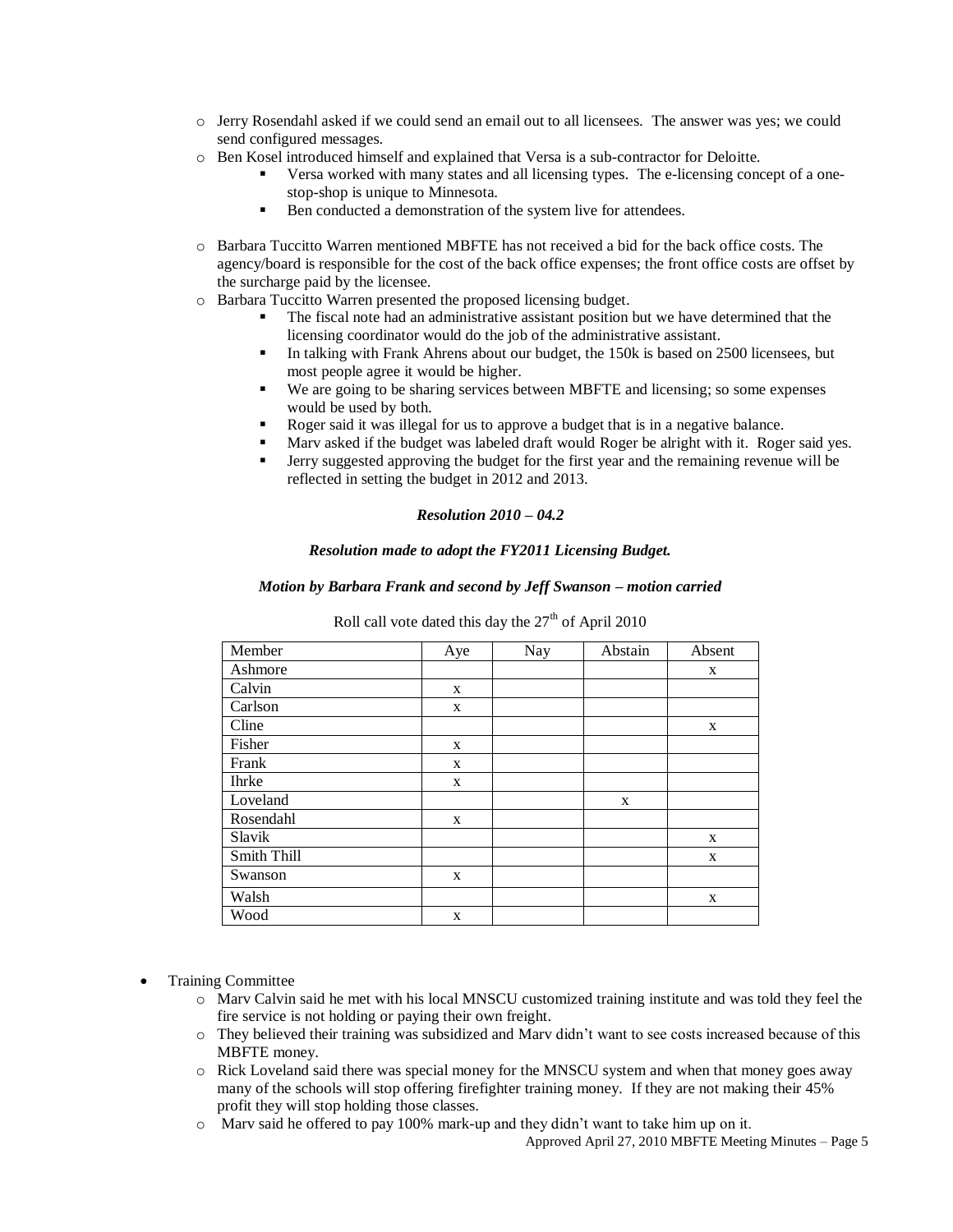- Jerry Rosendahl asked if we could send an email out to all licensees. The answer was yes; we could send configured messages.
- Ben Kosel introduced himself and explained that Versa is a sub-contractor for Deloitte.
  - Versa worked with many states and all licensing types. The e-licensing concept of a one-stop-shop is unique to Minnesota.
  - Ben conducted a demonstration of the system live for attendees.

- Barbara Tuccitto Warren mentioned MBFTE has not received a bid for the back office costs. The agency/board is responsible for the cost of the back office expenses; the front office costs are offset by the surcharge paid by the licensee.
- Barbara Tuccitto Warren presented the proposed licensing budget.
  - The fiscal note had an administrative assistant position but we have determined that the licensing coordinator would do the job of the administrative assistant.
  - In talking with Frank Ahrens about our budget, the 150k is based on 2500 licensees, but most people agree it would be higher.
  - We are going to be sharing services between MBFTE and licensing; so some expenses would be used by both.
  - Roger said it was illegal for us to approve a budget that is in a negative balance.
  - Marv asked if the budget was labeled draft would Roger be alright with it. Roger said yes.
  - Jerry suggested approving the budget for the first year and the remaining revenue will be reflected in setting the budget in 2012 and 2013.

***Resolution 2010 – 04.2***

***Resolution made to adopt the FY2011 Licensing Budget.***

***Motion by Barbara Frank and second by Jeff Swanson – motion carried***

Roll call vote dated this day the 27th of April 2010

| Member | Aye | Nay | Abstain | Absent |
|---|---|---|---|---|
| Ashmore | | | | x |
| Calvin | x | | | |
| Carlson | x | | | |
| Cline | | | | x |
| Fisher | x | | | |
| Frank | x | | | |
| Ihrke | x | | | |
| Loveland | | | x | |
| Rosendahl | x | | | |
| Slavik | | | | x |
| Smith Thill | | | | x |
| Swanson | x | | | |
| Walsh | | | | x |
| Wood | x | | | |

- Training Committee
  - Marv Calvin said he met with his local MNSCU customized training institute and was told they feel the fire service is not holding or paying their own freight.
  - They believed their training was subsidized and Marv didn't want to see costs increased because of this MBFTE money.
  - Rick Loveland said there was special money for the MNSCU system and when that money goes away many of the schools will stop offering firefighter training money. If they are not making their 45% profit they will stop holding those classes.
  - Marv said he offered to pay 100% mark-up and they didn't want to take him up on it.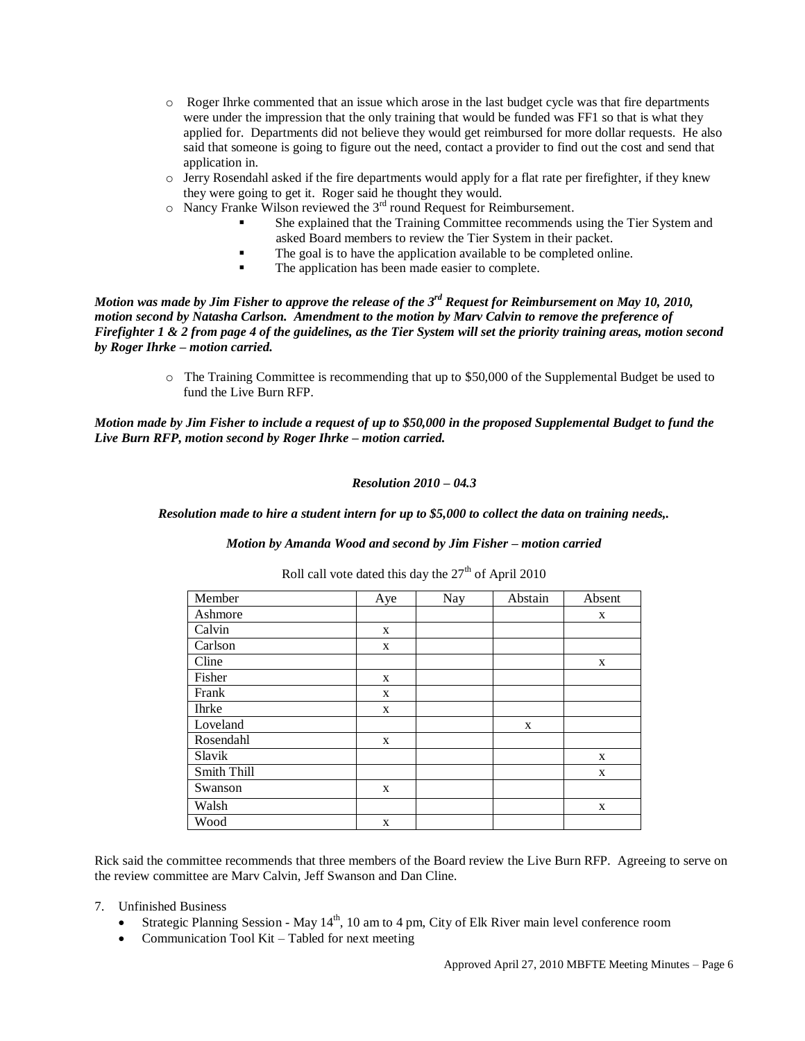- Roger Ihrke commented that an issue which arose in the last budget cycle was that fire departments were under the impression that the only training that would be funded was FF1 so that is what they applied for. Departments did not believe they would get reimbursed for more dollar requests. He also said that someone is going to figure out the need, contact a provider to find out the cost and send that application in.
- Jerry Rosendahl asked if the fire departments would apply for a flat rate per firefighter, if they knew they were going to get it. Roger said he thought they would.
- Nancy Franke Wilson reviewed the 3rd round Request for Reimbursement.
    - She explained that the Training Committee recommends using the Tier System and asked Board members to review the Tier System in their packet.
    - The goal is to have the application available to be completed online.
    - The application has been made easier to complete.

***Motion was made by Jim Fisher to approve the release of the 3rd Request for Reimbursement on May 10, 2010, motion second by Natasha Carlson. Amendment to the motion by Marv Calvin to remove the preference of Firefighter 1 & 2 from page 4 of the guidelines, as the Tier System will set the priority training areas, motion second by Roger Ihrke – motion carried.***

- The Training Committee is recommending that up to $50,000 of the Supplemental Budget be used to fund the Live Burn RFP.

***Motion made by Jim Fisher to include a request of up to $50,000 in the proposed Supplemental Budget to fund the Live Burn RFP, motion second by Roger Ihrke – motion carried.***

***Resolution 2010 – 04.3***

***Resolution made to hire a student intern for up to $5,000 to collect the data on training needs,.***

***Motion by Amanda Wood and second by Jim Fisher – motion carried***

Roll call vote dated this day the 27th of April 2010

| Member | Aye | Nay | Abstain | Absent |
|---|---|---|---|---|
| Ashmore | | | | x |
| Calvin | x | | | |
| Carlson | x | | | |
| Cline | | | | x |
| Fisher | x | | | |
| Frank | x | | | |
| Ihrke | x | | | |
| Loveland | | | x | |
| Rosendahl | x | | | |
| Slavik | | | | x |
| Smith Thill | | | | x |
| Swanson | x | | | |
| Walsh | | | | x |
| Wood | x | | | |

Rick said the committee recommends that three members of the Board review the Live Burn RFP. Agreeing to serve on the review committee are Marv Calvin, Jeff Swanson and Dan Cline.

7. Unfinished Business
    - Strategic Planning Session - May 14th, 10 am to 4 pm, City of Elk River main level conference room
    - Communication Tool Kit – Tabled for next meeting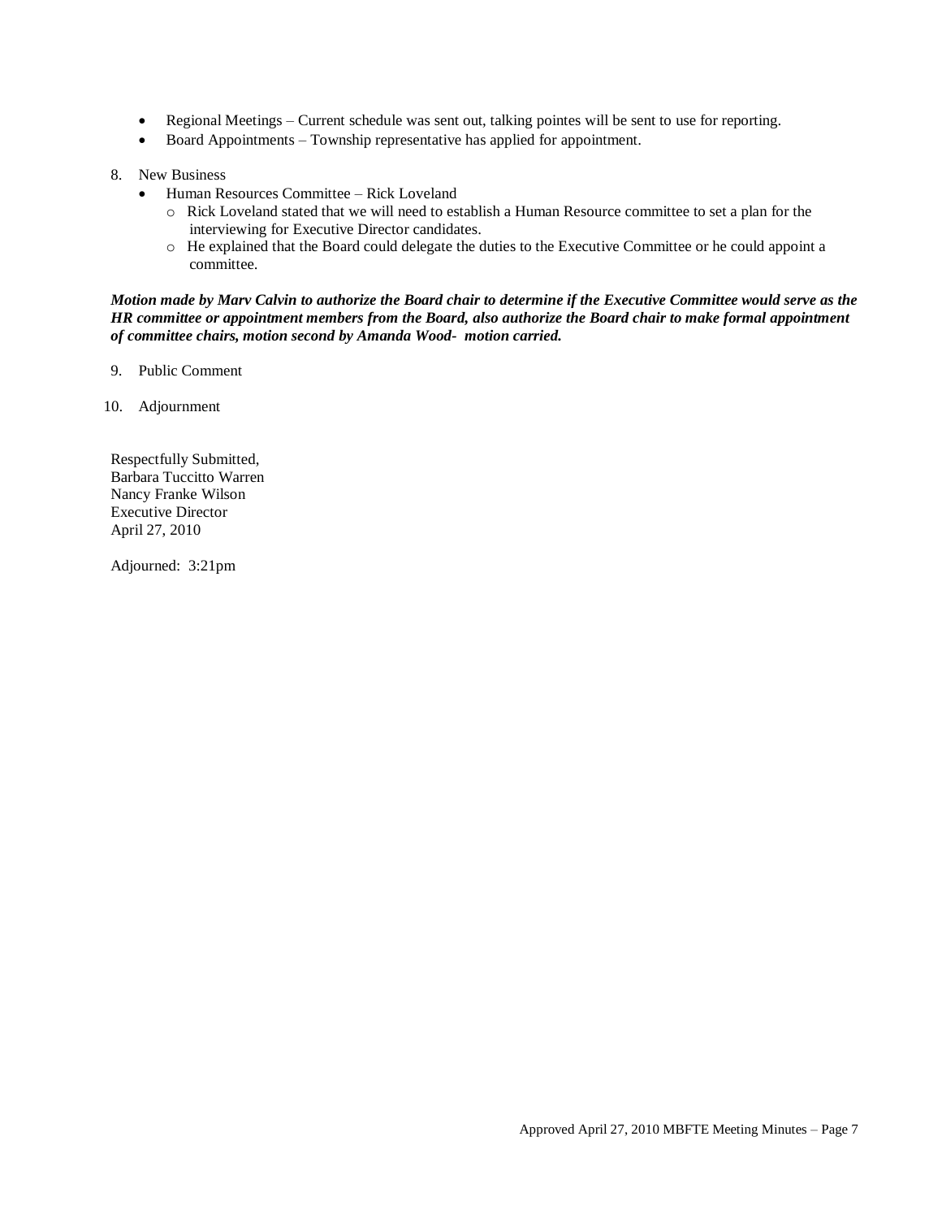- Regional Meetings – Current schedule was sent out, talking pointes will be sent to use for reporting.
- Board Appointments – Township representative has applied for appointment.

8. New Business
   - Human Resources Committee – Rick Loveland
     - Rick Loveland stated that we will need to establish a Human Resource committee to set a plan for the interviewing for Executive Director candidates.
     - He explained that the Board could delegate the duties to the Executive Committee or he could appoint a committee.

***Motion made by Marv Calvin to authorize the Board chair to determine if the Executive Committee would serve as the HR committee or appointment members from the Board, also authorize the Board chair to make formal appointment of committee chairs, motion second by Amanda Wood- motion carried.***

9. Public Comment

10. Adjournment

Respectfully Submitted,
Barbara Tuccitto Warren
Nancy Franke Wilson
Executive Director
April 27, 2010

Adjourned: 3:21pm